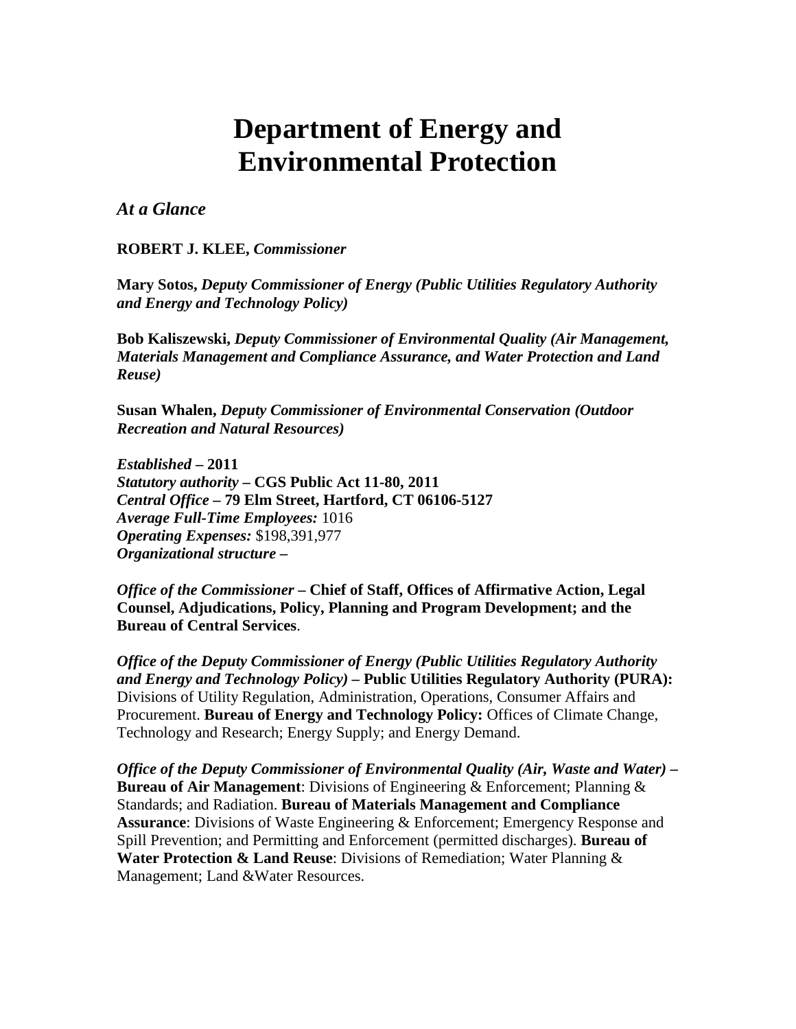# Department of Energy and Environmental Protection

## *At a Glance*

**ROBERT J. KLEE,** ***Commissioner***

**Mary Sotos,** ***Deputy Commissioner of Energy (Public Utilities Regulatory Authority and Energy and Technology Policy)***

**Bob Kaliszewski,** ***Deputy Commissioner of Environmental Quality (Air Management, Materials Management and Compliance Assurance, and Water Protection and Land Reuse)***

**Susan Whalen,** ***Deputy Commissioner of Environmental Conservation (Outdoor Recreation and Natural Resources)***

***Established*** **– 2011**
***Statutory authority*** **– CGS Public Act 11-80, 2011**
***Central Office*** **– 79 Elm Street, Hartford, CT 06106-5127**
***Average Full-Time Employees:*** 1016
***Operating Expenses:*** $198,391,977
***Organizational structure –***

***Office of the Commissioner*** **– Chief of Staff, Offices of Affirmative Action, Legal Counsel, Adjudications, Policy, Planning and Program Development; and the Bureau of Central Services**.

***Office of the Deputy Commissioner of Energy (Public Utilities Regulatory Authority and Energy and Technology Policy)*** **– Public Utilities Regulatory Authority (PURA):** Divisions of Utility Regulation, Administration, Operations, Consumer Affairs and Procurement. **Bureau of Energy and Technology Policy:** Offices of Climate Change, Technology and Research; Energy Supply; and Energy Demand.

***Office of the Deputy Commissioner of Environmental Quality (Air, Waste and Water)*** **– Bureau of Air Management**: Divisions of Engineering & Enforcement; Planning & Standards; and Radiation. **Bureau of Materials Management and Compliance Assurance**: Divisions of Waste Engineering & Enforcement; Emergency Response and Spill Prevention; and Permitting and Enforcement (permitted discharges). **Bureau of Water Protection & Land Reuse**: Divisions of Remediation; Water Planning & Management; Land &Water Resources.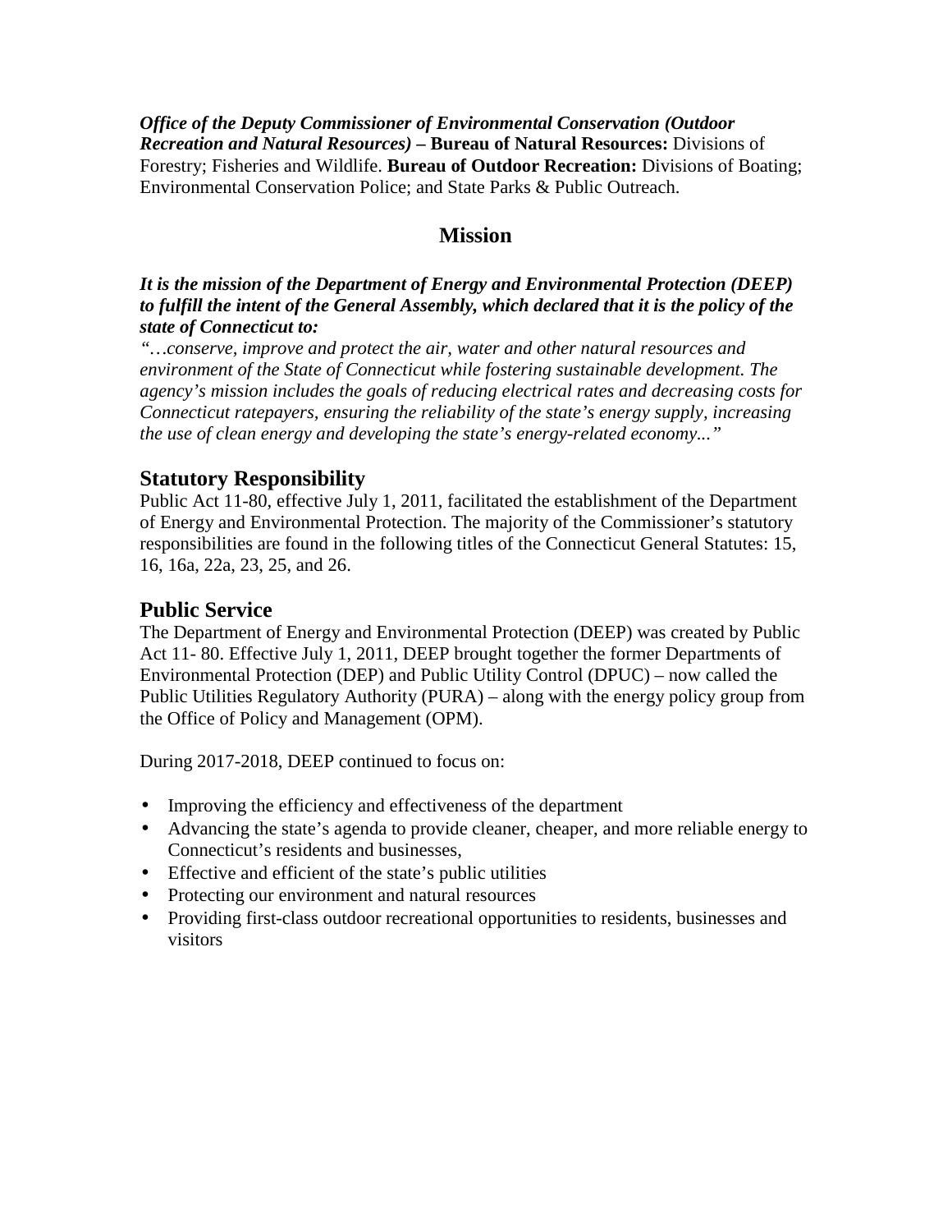***Office of the Deputy Commissioner of Environmental Conservation (Outdoor Recreation and Natural Resources)* – Bureau of Natural Resources:** Divisions of Forestry; Fisheries and Wildlife. **Bureau of Outdoor Recreation:** Divisions of Boating; Environmental Conservation Police; and State Parks & Public Outreach.

## Mission

***It is the mission of the Department of Energy and Environmental Protection (DEEP) to fulfill the intent of the General Assembly, which declared that it is the policy of the state of Connecticut to:***

*"…conserve, improve and protect the air, water and other natural resources and environment of the State of Connecticut while fostering sustainable development. The agency's mission includes the goals of reducing electrical rates and decreasing costs for Connecticut ratepayers, ensuring the reliability of the state's energy supply, increasing the use of clean energy and developing the state's energy-related economy..."*

## Statutory Responsibility

Public Act 11-80, effective July 1, 2011, facilitated the establishment of the Department of Energy and Environmental Protection. The majority of the Commissioner's statutory responsibilities are found in the following titles of the Connecticut General Statutes: 15, 16, 16a, 22a, 23, 25, and 26.

## Public Service

The Department of Energy and Environmental Protection (DEEP) was created by Public Act 11- 80. Effective July 1, 2011, DEEP brought together the former Departments of Environmental Protection (DEP) and Public Utility Control (DPUC) – now called the Public Utilities Regulatory Authority (PURA) – along with the energy policy group from the Office of Policy and Management (OPM).

During 2017-2018, DEEP continued to focus on:

- Improving the efficiency and effectiveness of the department
- Advancing the state's agenda to provide cleaner, cheaper, and more reliable energy to Connecticut's residents and businesses,
- Effective and efficient of the state's public utilities
- Protecting our environment and natural resources
- Providing first-class outdoor recreational opportunities to residents, businesses and visitors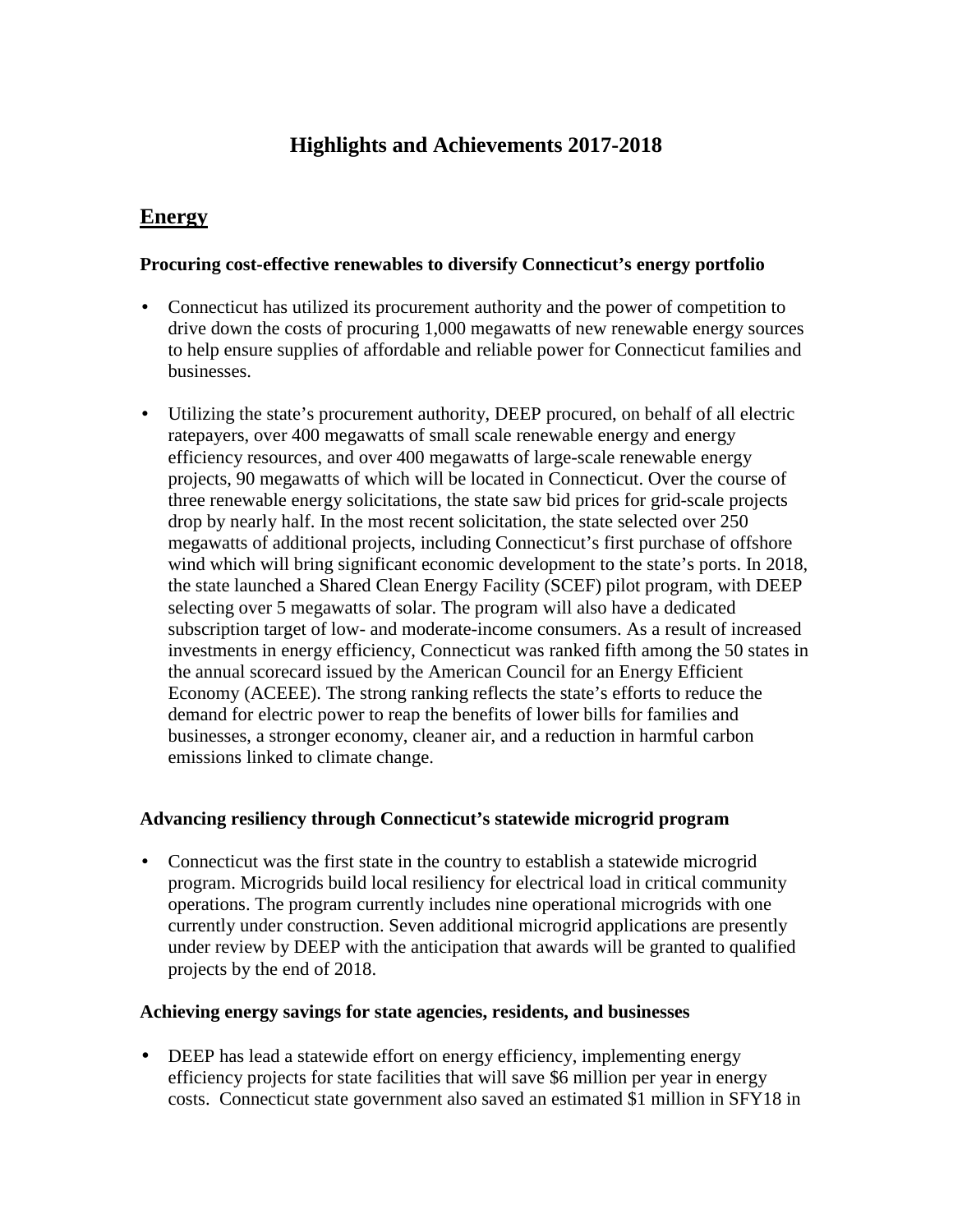# Highlights and Achievements 2017-2018

## Energy

### Procuring cost-effective renewables to diversify Connecticut's energy portfolio

- Connecticut has utilized its procurement authority and the power of competition to drive down the costs of procuring 1,000 megawatts of new renewable energy sources to help ensure supplies of affordable and reliable power for Connecticut families and businesses.

- Utilizing the state's procurement authority, DEEP procured, on behalf of all electric ratepayers, over 400 megawatts of small scale renewable energy and energy efficiency resources, and over 400 megawatts of large-scale renewable energy projects, 90 megawatts of which will be located in Connecticut. Over the course of three renewable energy solicitations, the state saw bid prices for grid-scale projects drop by nearly half. In the most recent solicitation, the state selected over 250 megawatts of additional projects, including Connecticut's first purchase of offshore wind which will bring significant economic development to the state's ports. In 2018, the state launched a Shared Clean Energy Facility (SCEF) pilot program, with DEEP selecting over 5 megawatts of solar. The program will also have a dedicated subscription target of low- and moderate-income consumers. As a result of increased investments in energy efficiency, Connecticut was ranked fifth among the 50 states in the annual scorecard issued by the American Council for an Energy Efficient Economy (ACEEE). The strong ranking reflects the state's efforts to reduce the demand for electric power to reap the benefits of lower bills for families and businesses, a stronger economy, cleaner air, and a reduction in harmful carbon emissions linked to climate change.

### Advancing resiliency through Connecticut's statewide microgrid program

- Connecticut was the first state in the country to establish a statewide microgrid program. Microgrids build local resiliency for electrical load in critical community operations. The program currently includes nine operational microgrids with one currently under construction. Seven additional microgrid applications are presently under review by DEEP with the anticipation that awards will be granted to qualified projects by the end of 2018.

### Achieving energy savings for state agencies, residents, and businesses

- DEEP has lead a statewide effort on energy efficiency, implementing energy efficiency projects for state facilities that will save $6 million per year in energy costs. Connecticut state government also saved an estimated $1 million in SFY18 in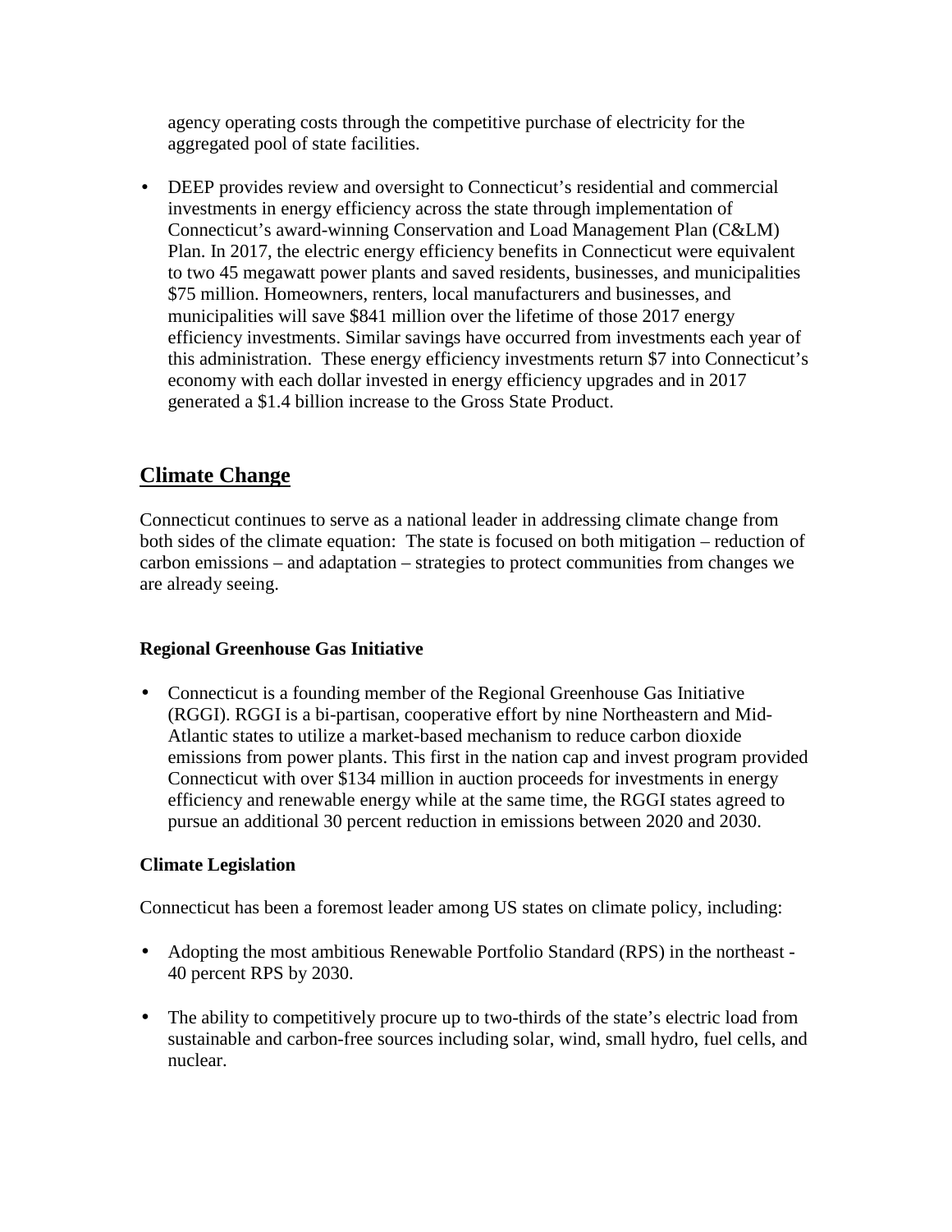agency operating costs through the competitive purchase of electricity for the aggregated pool of state facilities.

- DEEP provides review and oversight to Connecticut's residential and commercial investments in energy efficiency across the state through implementation of Connecticut's award-winning Conservation and Load Management Plan (C&LM) Plan. In 2017, the electric energy efficiency benefits in Connecticut were equivalent to two 45 megawatt power plants and saved residents, businesses, and municipalities $75 million. Homeowners, renters, local manufacturers and businesses, and municipalities will save $841 million over the lifetime of those 2017 energy efficiency investments. Similar savings have occurred from investments each year of this administration. These energy efficiency investments return $7 into Connecticut's economy with each dollar invested in energy efficiency upgrades and in 2017 generated a $1.4 billion increase to the Gross State Product.

## Climate Change

Connecticut continues to serve as a national leader in addressing climate change from both sides of the climate equation: The state is focused on both mitigation – reduction of carbon emissions – and adaptation – strategies to protect communities from changes we are already seeing.

### Regional Greenhouse Gas Initiative

- Connecticut is a founding member of the Regional Greenhouse Gas Initiative (RGGI). RGGI is a bi-partisan, cooperative effort by nine Northeastern and Mid-Atlantic states to utilize a market-based mechanism to reduce carbon dioxide emissions from power plants. This first in the nation cap and invest program provided Connecticut with over $134 million in auction proceeds for investments in energy efficiency and renewable energy while at the same time, the RGGI states agreed to pursue an additional 30 percent reduction in emissions between 2020 and 2030.

### Climate Legislation

Connecticut has been a foremost leader among US states on climate policy, including:

- Adopting the most ambitious Renewable Portfolio Standard (RPS) in the northeast - 40 percent RPS by 2030.

- The ability to competitively procure up to two-thirds of the state's electric load from sustainable and carbon-free sources including solar, wind, small hydro, fuel cells, and nuclear.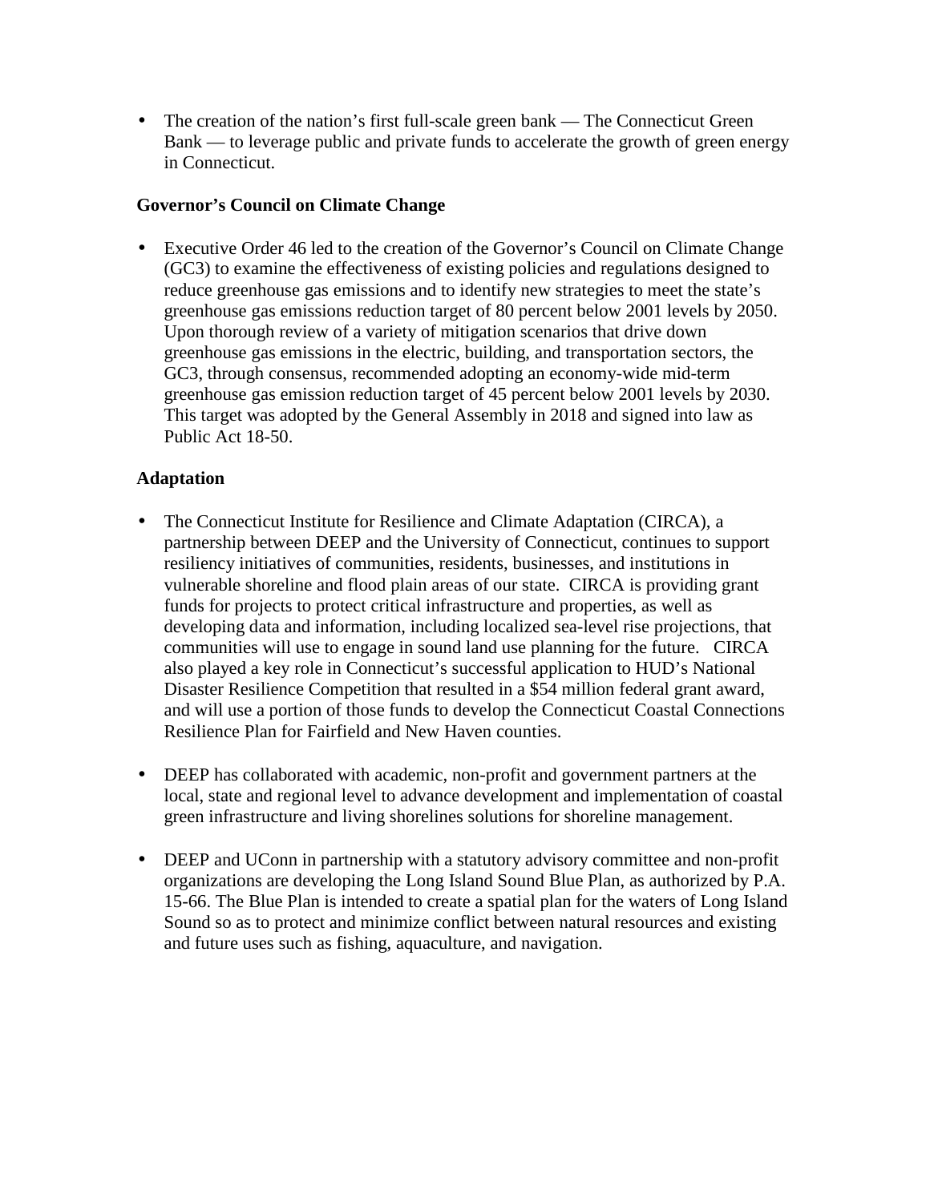- The creation of the nation's first full-scale green bank — The Connecticut Green Bank — to leverage public and private funds to accelerate the growth of green energy in Connecticut.

**Governor's Council on Climate Change**

- Executive Order 46 led to the creation of the Governor's Council on Climate Change (GC3) to examine the effectiveness of existing policies and regulations designed to reduce greenhouse gas emissions and to identify new strategies to meet the state's greenhouse gas emissions reduction target of 80 percent below 2001 levels by 2050. Upon thorough review of a variety of mitigation scenarios that drive down greenhouse gas emissions in the electric, building, and transportation sectors, the GC3, through consensus, recommended adopting an economy-wide mid-term greenhouse gas emission reduction target of 45 percent below 2001 levels by 2030. This target was adopted by the General Assembly in 2018 and signed into law as Public Act 18-50.

**Adaptation**

- The Connecticut Institute for Resilience and Climate Adaptation (CIRCA), a partnership between DEEP and the University of Connecticut, continues to support resiliency initiatives of communities, residents, businesses, and institutions in vulnerable shoreline and flood plain areas of our state. CIRCA is providing grant funds for projects to protect critical infrastructure and properties, as well as developing data and information, including localized sea-level rise projections, that communities will use to engage in sound land use planning for the future. CIRCA also played a key role in Connecticut's successful application to HUD's National Disaster Resilience Competition that resulted in a $54 million federal grant award, and will use a portion of those funds to develop the Connecticut Coastal Connections Resilience Plan for Fairfield and New Haven counties.

- DEEP has collaborated with academic, non-profit and government partners at the local, state and regional level to advance development and implementation of coastal green infrastructure and living shorelines solutions for shoreline management.

- DEEP and UConn in partnership with a statutory advisory committee and non-profit organizations are developing the Long Island Sound Blue Plan, as authorized by P.A. 15-66. The Blue Plan is intended to create a spatial plan for the waters of Long Island Sound so as to protect and minimize conflict between natural resources and existing and future uses such as fishing, aquaculture, and navigation.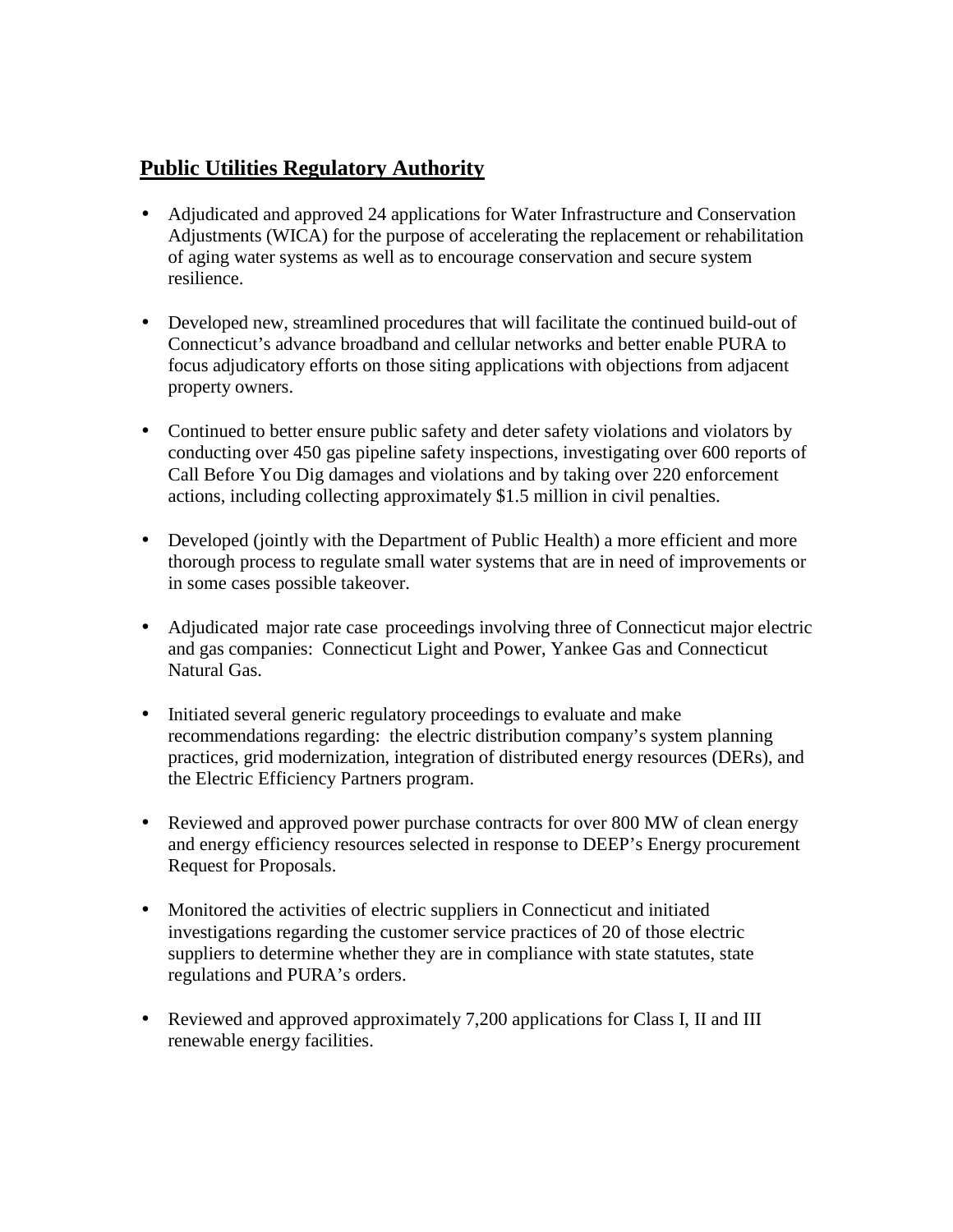## Public Utilities Regulatory Authority

- Adjudicated and approved 24 applications for Water Infrastructure and Conservation Adjustments (WICA) for the purpose of accelerating the replacement or rehabilitation of aging water systems as well as to encourage conservation and secure system resilience.

- Developed new, streamlined procedures that will facilitate the continued build-out of Connecticut's advance broadband and cellular networks and better enable PURA to focus adjudicatory efforts on those siting applications with objections from adjacent property owners.

- Continued to better ensure public safety and deter safety violations and violators by conducting over 450 gas pipeline safety inspections, investigating over 600 reports of Call Before You Dig damages and violations and by taking over 220 enforcement actions, including collecting approximately $1.5 million in civil penalties.

- Developed (jointly with the Department of Public Health) a more efficient and more thorough process to regulate small water systems that are in need of improvements or in some cases possible takeover.

- Adjudicated major rate case proceedings involving three of Connecticut major electric and gas companies: Connecticut Light and Power, Yankee Gas and Connecticut Natural Gas.

- Initiated several generic regulatory proceedings to evaluate and make recommendations regarding: the electric distribution company's system planning practices, grid modernization, integration of distributed energy resources (DERs), and the Electric Efficiency Partners program.

- Reviewed and approved power purchase contracts for over 800 MW of clean energy and energy efficiency resources selected in response to DEEP's Energy procurement Request for Proposals.

- Monitored the activities of electric suppliers in Connecticut and initiated investigations regarding the customer service practices of 20 of those electric suppliers to determine whether they are in compliance with state statutes, state regulations and PURA's orders.

- Reviewed and approved approximately 7,200 applications for Class I, II and III renewable energy facilities.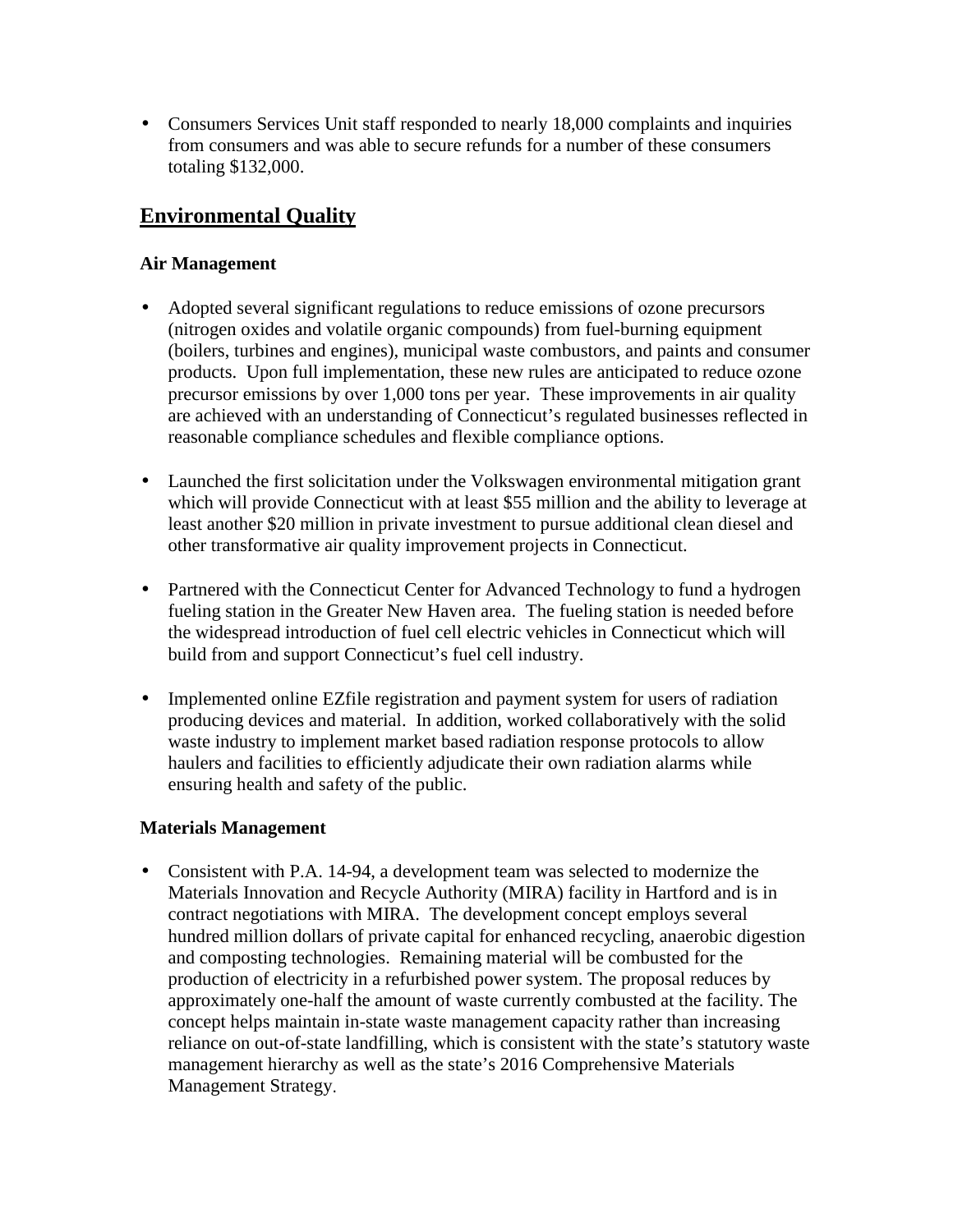- Consumers Services Unit staff responded to nearly 18,000 complaints and inquiries from consumers and was able to secure refunds for a number of these consumers totaling $132,000.

## Environmental Quality

### Air Management

- Adopted several significant regulations to reduce emissions of ozone precursors (nitrogen oxides and volatile organic compounds) from fuel-burning equipment (boilers, turbines and engines), municipal waste combustors, and paints and consumer products. Upon full implementation, these new rules are anticipated to reduce ozone precursor emissions by over 1,000 tons per year. These improvements in air quality are achieved with an understanding of Connecticut's regulated businesses reflected in reasonable compliance schedules and flexible compliance options.

- Launched the first solicitation under the Volkswagen environmental mitigation grant which will provide Connecticut with at least $55 million and the ability to leverage at least another $20 million in private investment to pursue additional clean diesel and other transformative air quality improvement projects in Connecticut.

- Partnered with the Connecticut Center for Advanced Technology to fund a hydrogen fueling station in the Greater New Haven area. The fueling station is needed before the widespread introduction of fuel cell electric vehicles in Connecticut which will build from and support Connecticut's fuel cell industry.

- Implemented online EZfile registration and payment system for users of radiation producing devices and material. In addition, worked collaboratively with the solid waste industry to implement market based radiation response protocols to allow haulers and facilities to efficiently adjudicate their own radiation alarms while ensuring health and safety of the public.

### Materials Management

- Consistent with P.A. 14-94, a development team was selected to modernize the Materials Innovation and Recycle Authority (MIRA) facility in Hartford and is in contract negotiations with MIRA. The development concept employs several hundred million dollars of private capital for enhanced recycling, anaerobic digestion and composting technologies. Remaining material will be combusted for the production of electricity in a refurbished power system. The proposal reduces by approximately one-half the amount of waste currently combusted at the facility. The concept helps maintain in-state waste management capacity rather than increasing reliance on out-of-state landfilling, which is consistent with the state's statutory waste management hierarchy as well as the state's 2016 Comprehensive Materials Management Strategy.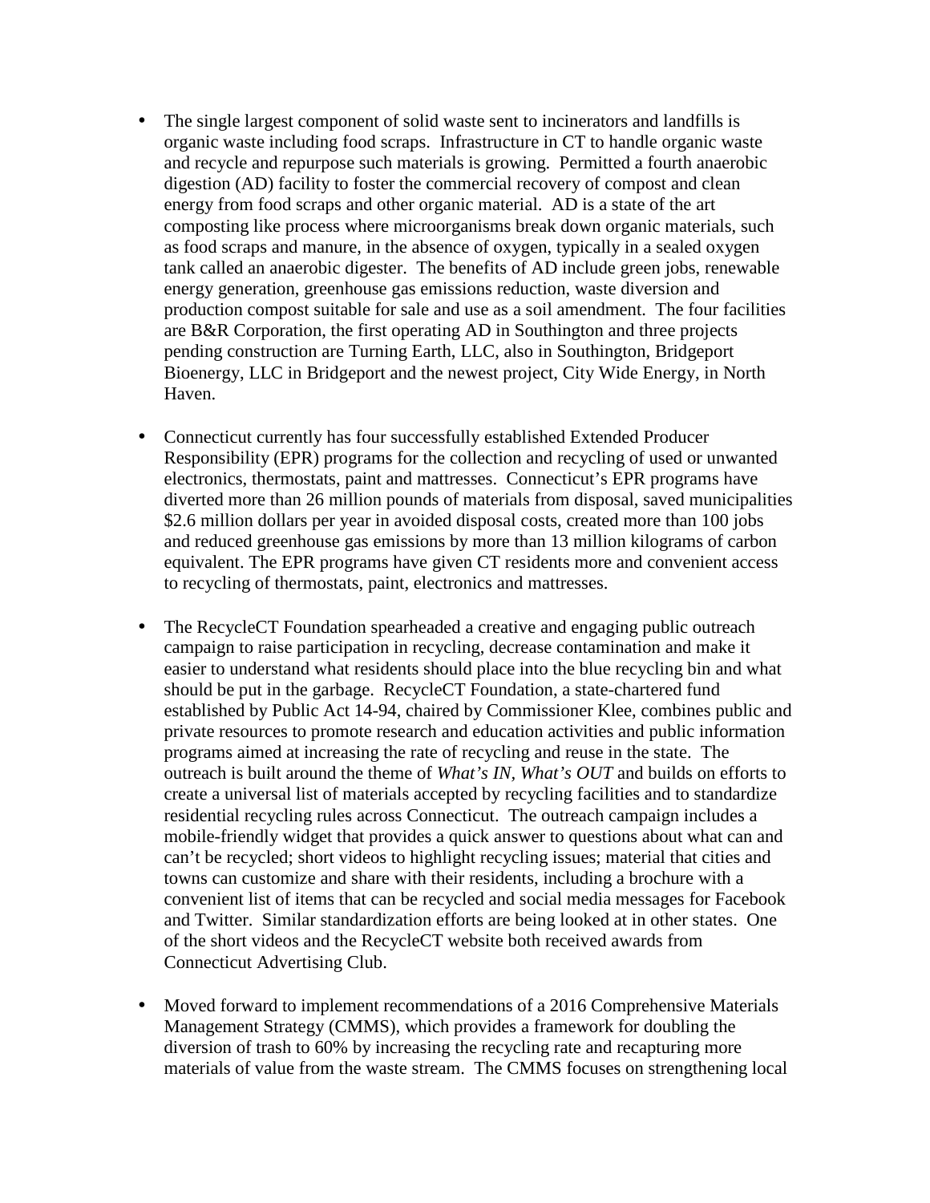- The single largest component of solid waste sent to incinerators and landfills is organic waste including food scraps. Infrastructure in CT to handle organic waste and recycle and repurpose such materials is growing. Permitted a fourth anaerobic digestion (AD) facility to foster the commercial recovery of compost and clean energy from food scraps and other organic material. AD is a state of the art composting like process where microorganisms break down organic materials, such as food scraps and manure, in the absence of oxygen, typically in a sealed oxygen tank called an anaerobic digester. The benefits of AD include green jobs, renewable energy generation, greenhouse gas emissions reduction, waste diversion and production compost suitable for sale and use as a soil amendment. The four facilities are B&R Corporation, the first operating AD in Southington and three projects pending construction are Turning Earth, LLC, also in Southington, Bridgeport Bioenergy, LLC in Bridgeport and the newest project, City Wide Energy, in North Haven.

- Connecticut currently has four successfully established Extended Producer Responsibility (EPR) programs for the collection and recycling of used or unwanted electronics, thermostats, paint and mattresses. Connecticut's EPR programs have diverted more than 26 million pounds of materials from disposal, saved municipalities $2.6 million dollars per year in avoided disposal costs, created more than 100 jobs and reduced greenhouse gas emissions by more than 13 million kilograms of carbon equivalent. The EPR programs have given CT residents more and convenient access to recycling of thermostats, paint, electronics and mattresses.

- The RecycleCT Foundation spearheaded a creative and engaging public outreach campaign to raise participation in recycling, decrease contamination and make it easier to understand what residents should place into the blue recycling bin and what should be put in the garbage. RecycleCT Foundation, a state-chartered fund established by Public Act 14-94, chaired by Commissioner Klee, combines public and private resources to promote research and education activities and public information programs aimed at increasing the rate of recycling and reuse in the state. The outreach is built around the theme of *What's IN, What's OUT* and builds on efforts to create a universal list of materials accepted by recycling facilities and to standardize residential recycling rules across Connecticut. The outreach campaign includes a mobile-friendly widget that provides a quick answer to questions about what can and can't be recycled; short videos to highlight recycling issues; material that cities and towns can customize and share with their residents, including a brochure with a convenient list of items that can be recycled and social media messages for Facebook and Twitter. Similar standardization efforts are being looked at in other states. One of the short videos and the RecycleCT website both received awards from Connecticut Advertising Club.

- Moved forward to implement recommendations of a 2016 Comprehensive Materials Management Strategy (CMMS), which provides a framework for doubling the diversion of trash to 60% by increasing the recycling rate and recapturing more materials of value from the waste stream. The CMMS focuses on strengthening local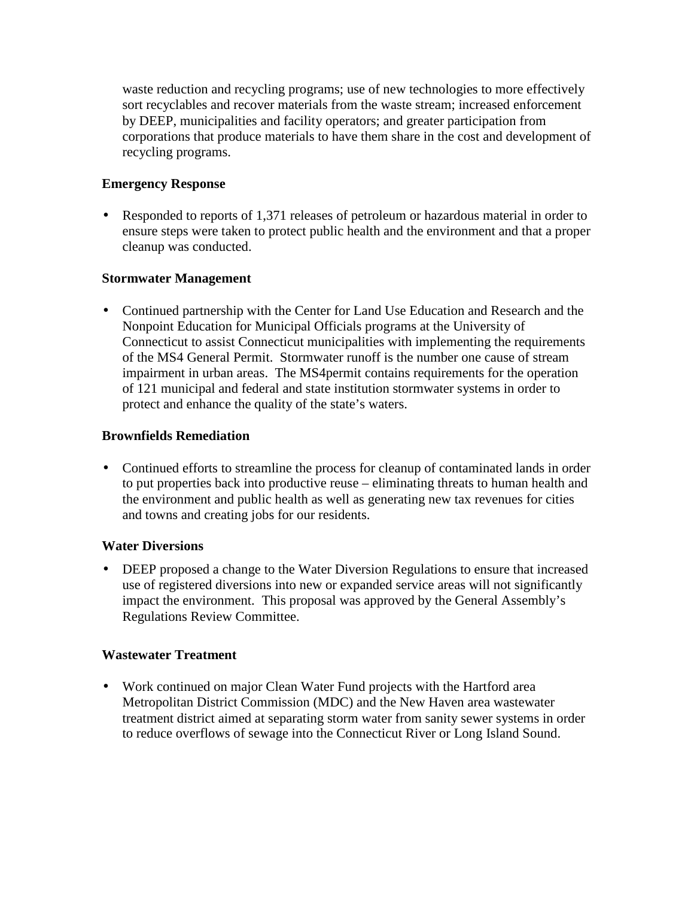waste reduction and recycling programs; use of new technologies to more effectively sort recyclables and recover materials from the waste stream; increased enforcement by DEEP, municipalities and facility operators; and greater participation from corporations that produce materials to have them share in the cost and development of recycling programs.

**Emergency Response**

- Responded to reports of 1,371 releases of petroleum or hazardous material in order to ensure steps were taken to protect public health and the environment and that a proper cleanup was conducted.

**Stormwater Management**

- Continued partnership with the Center for Land Use Education and Research and the Nonpoint Education for Municipal Officials programs at the University of Connecticut to assist Connecticut municipalities with implementing the requirements of the MS4 General Permit. Stormwater runoff is the number one cause of stream impairment in urban areas. The MS4permit contains requirements for the operation of 121 municipal and federal and state institution stormwater systems in order to protect and enhance the quality of the state's waters.

**Brownfields Remediation**

- Continued efforts to streamline the process for cleanup of contaminated lands in order to put properties back into productive reuse – eliminating threats to human health and the environment and public health as well as generating new tax revenues for cities and towns and creating jobs for our residents.

**Water Diversions**

- DEEP proposed a change to the Water Diversion Regulations to ensure that increased use of registered diversions into new or expanded service areas will not significantly impact the environment. This proposal was approved by the General Assembly's Regulations Review Committee.

**Wastewater Treatment**

- Work continued on major Clean Water Fund projects with the Hartford area Metropolitan District Commission (MDC) and the New Haven area wastewater treatment district aimed at separating storm water from sanity sewer systems in order to reduce overflows of sewage into the Connecticut River or Long Island Sound.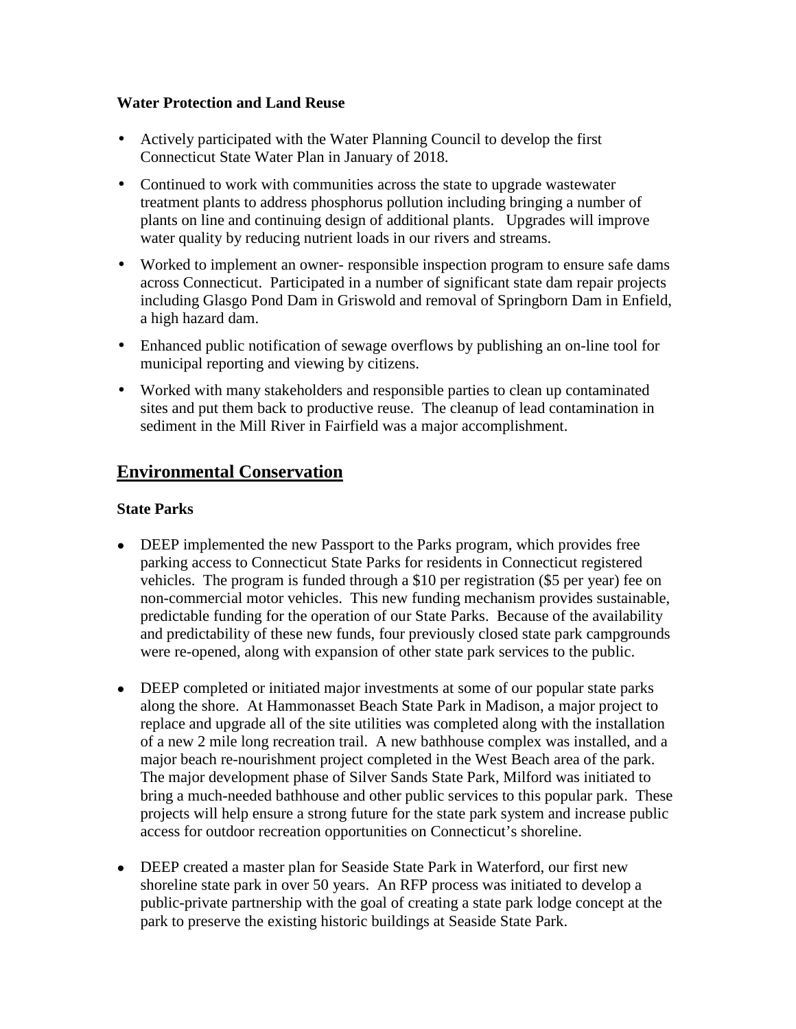**Water Protection and Land Reuse**

- Actively participated with the Water Planning Council to develop the first Connecticut State Water Plan in January of 2018.
- Continued to work with communities across the state to upgrade wastewater treatment plants to address phosphorus pollution including bringing a number of plants on line and continuing design of additional plants. Upgrades will improve water quality by reducing nutrient loads in our rivers and streams.
- Worked to implement an owner- responsible inspection program to ensure safe dams across Connecticut. Participated in a number of significant state dam repair projects including Glasgo Pond Dam in Griswold and removal of Springborn Dam in Enfield, a high hazard dam.
- Enhanced public notification of sewage overflows by publishing an on-line tool for municipal reporting and viewing by citizens.
- Worked with many stakeholders and responsible parties to clean up contaminated sites and put them back to productive reuse. The cleanup of lead contamination in sediment in the Mill River in Fairfield was a major accomplishment.

## Environmental Conservation

**State Parks**

- DEEP implemented the new Passport to the Parks program, which provides free parking access to Connecticut State Parks for residents in Connecticut registered vehicles. The program is funded through a $10 per registration ($5 per year) fee on non-commercial motor vehicles. This new funding mechanism provides sustainable, predictable funding for the operation of our State Parks. Because of the availability and predictability of these new funds, four previously closed state park campgrounds were re-opened, along with expansion of other state park services to the public.

- DEEP completed or initiated major investments at some of our popular state parks along the shore. At Hammonasset Beach State Park in Madison, a major project to replace and upgrade all of the site utilities was completed along with the installation of a new 2 mile long recreation trail. A new bathhouse complex was installed, and a major beach re-nourishment project completed in the West Beach area of the park. The major development phase of Silver Sands State Park, Milford was initiated to bring a much-needed bathhouse and other public services to this popular park. These projects will help ensure a strong future for the state park system and increase public access for outdoor recreation opportunities on Connecticut's shoreline.

- DEEP created a master plan for Seaside State Park in Waterford, our first new shoreline state park in over 50 years. An RFP process was initiated to develop a public-private partnership with the goal of creating a state park lodge concept at the park to preserve the existing historic buildings at Seaside State Park.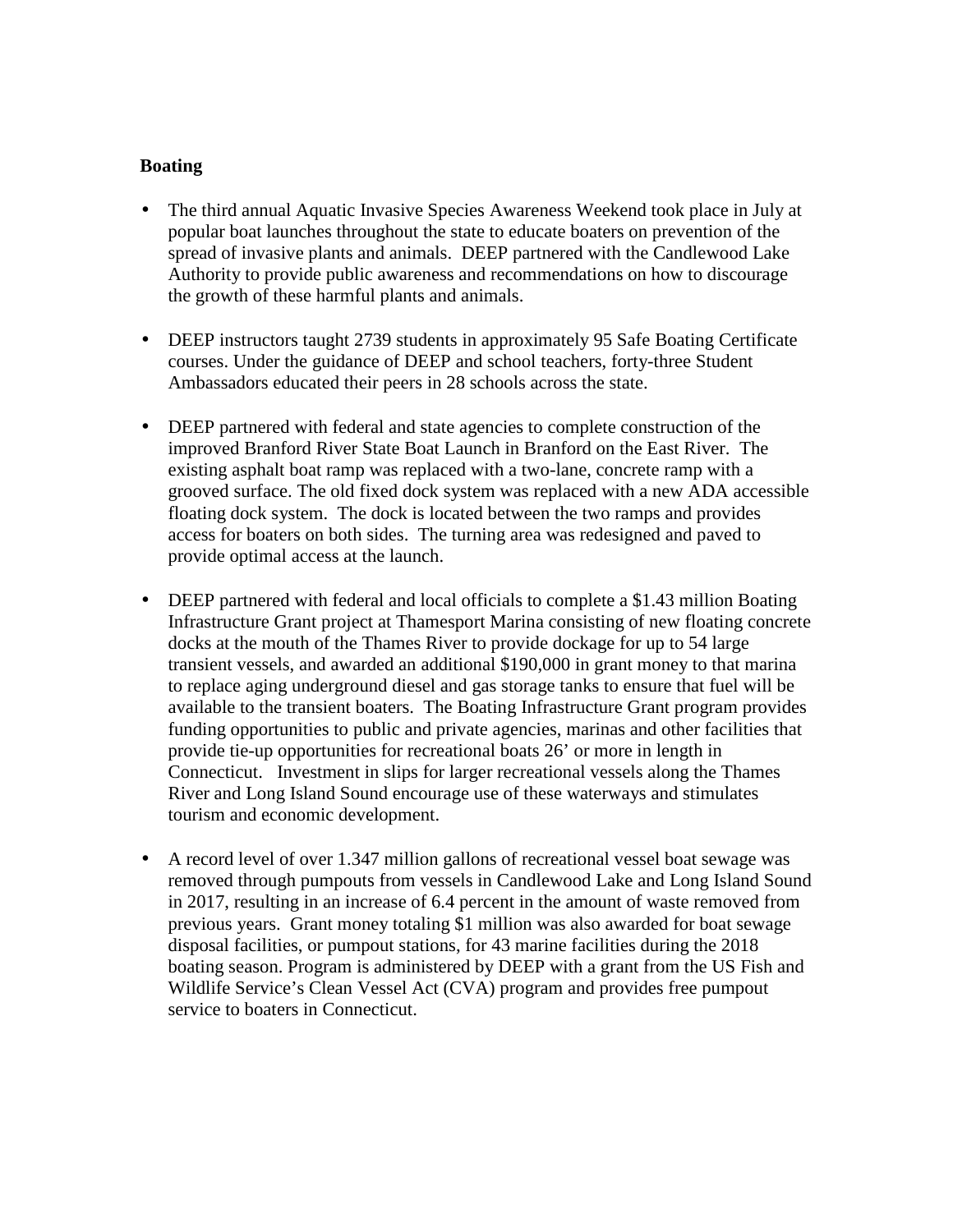**Boating**

- The third annual Aquatic Invasive Species Awareness Weekend took place in July at popular boat launches throughout the state to educate boaters on prevention of the spread of invasive plants and animals. DEEP partnered with the Candlewood Lake Authority to provide public awareness and recommendations on how to discourage the growth of these harmful plants and animals.

- DEEP instructors taught 2739 students in approximately 95 Safe Boating Certificate courses. Under the guidance of DEEP and school teachers, forty-three Student Ambassadors educated their peers in 28 schools across the state.

- DEEP partnered with federal and state agencies to complete construction of the improved Branford River State Boat Launch in Branford on the East River. The existing asphalt boat ramp was replaced with a two-lane, concrete ramp with a grooved surface. The old fixed dock system was replaced with a new ADA accessible floating dock system. The dock is located between the two ramps and provides access for boaters on both sides. The turning area was redesigned and paved to provide optimal access at the launch.

- DEEP partnered with federal and local officials to complete a $1.43 million Boating Infrastructure Grant project at Thamesport Marina consisting of new floating concrete docks at the mouth of the Thames River to provide dockage for up to 54 large transient vessels, and awarded an additional $190,000 in grant money to that marina to replace aging underground diesel and gas storage tanks to ensure that fuel will be available to the transient boaters. The Boating Infrastructure Grant program provides funding opportunities to public and private agencies, marinas and other facilities that provide tie-up opportunities for recreational boats 26' or more in length in Connecticut. Investment in slips for larger recreational vessels along the Thames River and Long Island Sound encourage use of these waterways and stimulates tourism and economic development.

- A record level of over 1.347 million gallons of recreational vessel boat sewage was removed through pumpouts from vessels in Candlewood Lake and Long Island Sound in 2017, resulting in an increase of 6.4 percent in the amount of waste removed from previous years. Grant money totaling $1 million was also awarded for boat sewage disposal facilities, or pumpout stations, for 43 marine facilities during the 2018 boating season. Program is administered by DEEP with a grant from the US Fish and Wildlife Service's Clean Vessel Act (CVA) program and provides free pumpout service to boaters in Connecticut.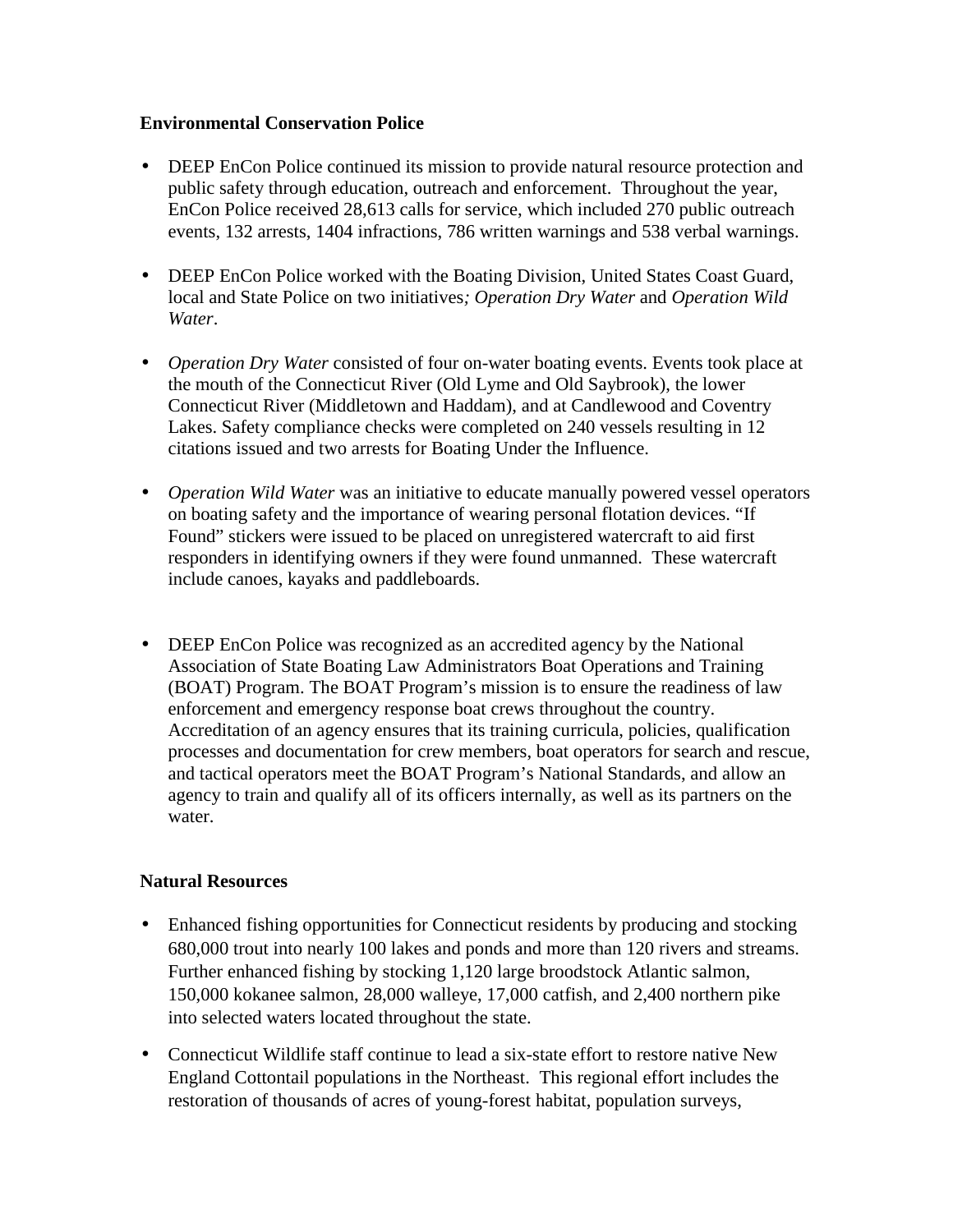**Environmental Conservation Police**

- DEEP EnCon Police continued its mission to provide natural resource protection and public safety through education, outreach and enforcement. Throughout the year, EnCon Police received 28,613 calls for service, which included 270 public outreach events, 132 arrests, 1404 infractions, 786 written warnings and 538 verbal warnings.

- DEEP EnCon Police worked with the Boating Division, United States Coast Guard, local and State Police on two initiatives*;* *Operation Dry Water* and *Operation Wild Water*.

- *Operation Dry Water* consisted of four on-water boating events. Events took place at the mouth of the Connecticut River (Old Lyme and Old Saybrook), the lower Connecticut River (Middletown and Haddam), and at Candlewood and Coventry Lakes. Safety compliance checks were completed on 240 vessels resulting in 12 citations issued and two arrests for Boating Under the Influence.

- *Operation Wild Water* was an initiative to educate manually powered vessel operators on boating safety and the importance of wearing personal flotation devices. "If Found" stickers were issued to be placed on unregistered watercraft to aid first responders in identifying owners if they were found unmanned. These watercraft include canoes, kayaks and paddleboards.

- DEEP EnCon Police was recognized as an accredited agency by the National Association of State Boating Law Administrators Boat Operations and Training (BOAT) Program. The BOAT Program's mission is to ensure the readiness of law enforcement and emergency response boat crews throughout the country. Accreditation of an agency ensures that its training curricula, policies, qualification processes and documentation for crew members, boat operators for search and rescue, and tactical operators meet the BOAT Program's National Standards, and allow an agency to train and qualify all of its officers internally, as well as its partners on the water.

**Natural Resources**

- Enhanced fishing opportunities for Connecticut residents by producing and stocking 680,000 trout into nearly 100 lakes and ponds and more than 120 rivers and streams. Further enhanced fishing by stocking 1,120 large broodstock Atlantic salmon, 150,000 kokanee salmon, 28,000 walleye, 17,000 catfish, and 2,400 northern pike into selected waters located throughout the state.

- Connecticut Wildlife staff continue to lead a six-state effort to restore native New England Cottontail populations in the Northeast. This regional effort includes the restoration of thousands of acres of young-forest habitat, population surveys,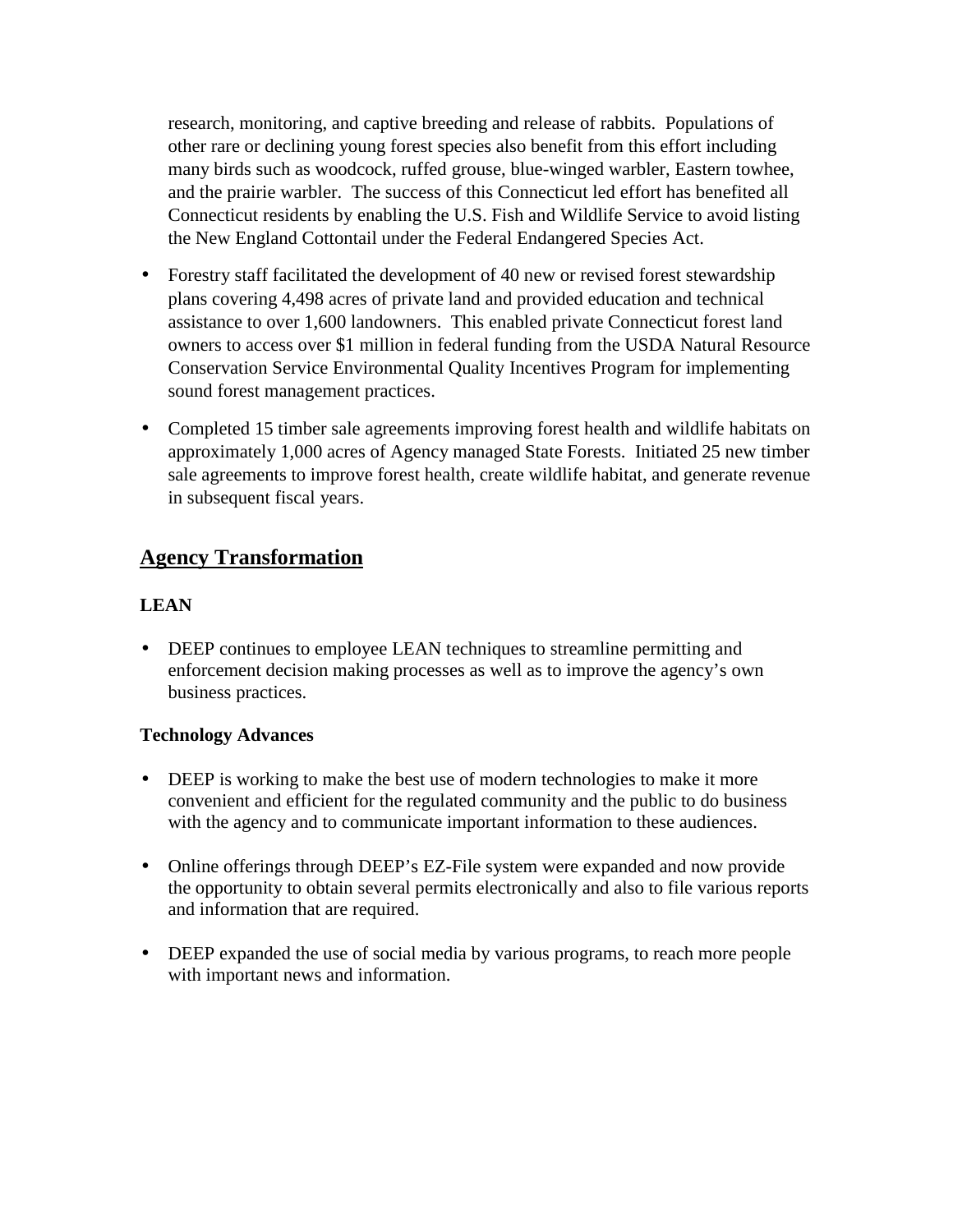research, monitoring, and captive breeding and release of rabbits. Populations of other rare or declining young forest species also benefit from this effort including many birds such as woodcock, ruffed grouse, blue-winged warbler, Eastern towhee, and the prairie warbler. The success of this Connecticut led effort has benefited all Connecticut residents by enabling the U.S. Fish and Wildlife Service to avoid listing the New England Cottontail under the Federal Endangered Species Act.

- Forestry staff facilitated the development of 40 new or revised forest stewardship plans covering 4,498 acres of private land and provided education and technical assistance to over 1,600 landowners. This enabled private Connecticut forest land owners to access over $1 million in federal funding from the USDA Natural Resource Conservation Service Environmental Quality Incentives Program for implementing sound forest management practices.

- Completed 15 timber sale agreements improving forest health and wildlife habitats on approximately 1,000 acres of Agency managed State Forests. Initiated 25 new timber sale agreements to improve forest health, create wildlife habitat, and generate revenue in subsequent fiscal years.

## Agency Transformation

### LEAN

- DEEP continues to employee LEAN techniques to streamline permitting and enforcement decision making processes as well as to improve the agency's own business practices.

### Technology Advances

- DEEP is working to make the best use of modern technologies to make it more convenient and efficient for the regulated community and the public to do business with the agency and to communicate important information to these audiences.

- Online offerings through DEEP's EZ-File system were expanded and now provide the opportunity to obtain several permits electronically and also to file various reports and information that are required.

- DEEP expanded the use of social media by various programs, to reach more people with important news and information.